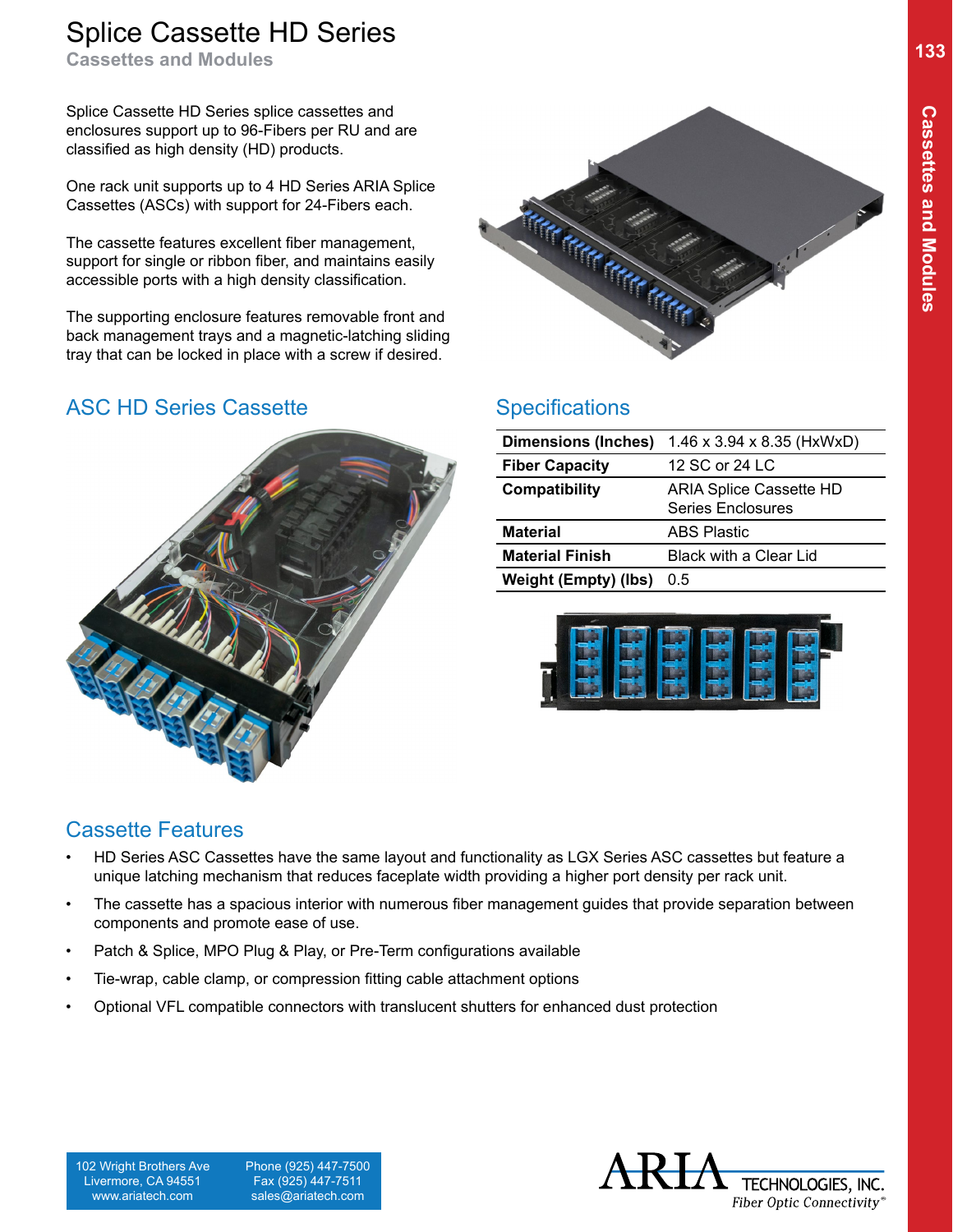# Splice Cassette HD Series

**Cassettes and Modules**

Splice Cassette HD Series splice cassettes and enclosures support up to 96-Fibers per RU and are classified as high density (HD) products.

One rack unit supports up to 4 HD Series ARIA Splice Cassettes (ASCs) with support for 24-Fibers each.

The cassette features excellent fiber management, support for single or ribbon fiber, and maintains easily accessible ports with a high density classification.

The supporting enclosure features removable front and back management trays and a magnetic-latching sliding tray that can be locked in place with a screw if desired.

## ASC HD Series Cassette

## Specifications

| | |
|---|---|
| **Dimensions (Inches)** | 1.46 x 3.94 x 8.35 (HxWxD) |
| **Fiber Capacity** | 12 SC or 24 LC |
| **Compatibility** | ARIA Splice Cassette HD Series Enclosures |
| **Material** | ABS Plastic |
| **Material Finish** | Black with a Clear Lid |
| **Weight (Empty) (lbs)** | 0.5 |

## Cassette Features

- HD Series ASC Cassettes have the same layout and functionality as LGX Series ASC cassettes but feature a unique latching mechanism that reduces faceplate width providing a higher port density per rack unit.
- The cassette has a spacious interior with numerous fiber management guides that provide separation between components and promote ease of use.
- Patch & Splice, MPO Plug & Play, or Pre-Term configurations available
- Tie-wrap, cable clamp, or compression fitting cable attachment options
- Optional VFL compatible connectors with translucent shutters for enhanced dust protection

102 Wright Brothers Ave
Livermore, CA 94551
www.ariatech.com

Phone (925) 447-7500
Fax (925) 447-7511
sales@ariatech.com

ARIA TECHNOLOGIES, INC.
*Fiber Optic Connectivity®*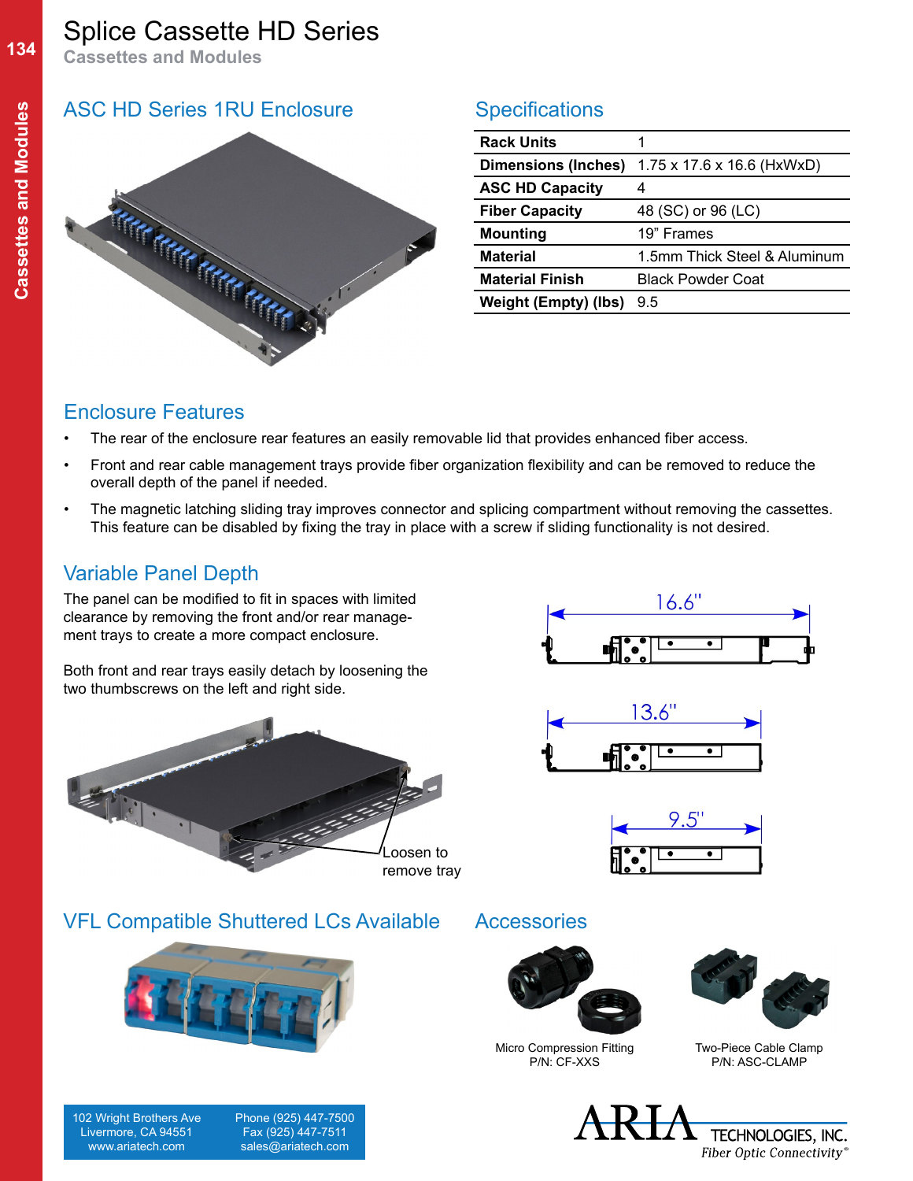# Splice Cassette HD Series

Cassettes and Modules

## ASC HD Series 1RU Enclosure

## Specifications

| Rack Units | 1 |
|---|---|
| Dimensions (Inches) | 1.75 x 17.6 x 16.6 (HxWxD) |
| ASC HD Capacity | 4 |
| Fiber Capacity | 48 (SC) or 96 (LC) |
| Mounting | 19" Frames |
| Material | 1.5mm Thick Steel & Aluminum |
| Material Finish | Black Powder Coat |
| Weight (Empty) (lbs) | 9.5 |

## Enclosure Features

- The rear of the enclosure rear features an easily removable lid that provides enhanced fiber access.
- Front and rear cable management trays provide fiber organization flexibility and can be removed to reduce the overall depth of the panel if needed.
- The magnetic latching sliding tray improves connector and splicing compartment without removing the cassettes. This feature can be disabled by fixing the tray in place with a screw if sliding functionality is not desired.

## Variable Panel Depth

The panel can be modified to fit in spaces with limited clearance by removing the front and/or rear management trays to create a more compact enclosure.

Both front and rear trays easily detach by loosening the two thumbscrews on the left and right side.

Loosen to remove tray

16.6"

13.6"

9.5"

## VFL Compatible Shuttered LCs Available

## Accessories

Micro Compression Fitting
P/N: CF-XXS

Two-Piece Cable Clamp
P/N: ASC-CLAMP

102 Wright Brothers Ave
Livermore, CA 94551
www.ariatech.com

Phone (925) 447-7500
Fax (925) 447-7511
sales@ariatech.com

ARIA TECHNOLOGIES, INC.
Fiber Optic Connectivity®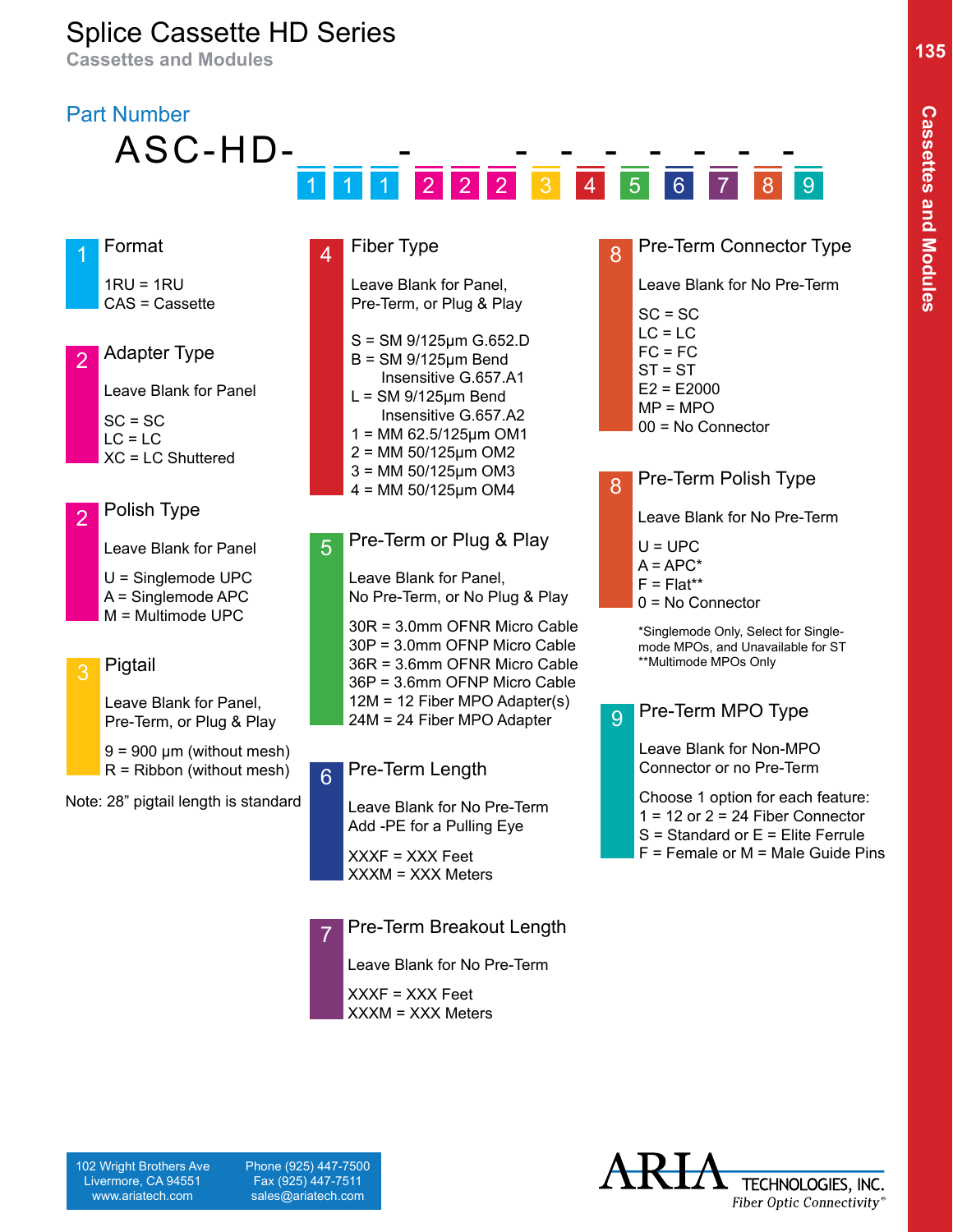# Splice Cassette HD Series

**Cassettes and Modules**

## Part Number

ASC-HD-_ _ _ - _ _ _ - _ - _ - _ - _ - _ - _ - _ - _

1 1 1 2 2 2 3 4 5 6 7 8 9

### 1 Format

1RU = 1RU
CAS = Cassette

### 2 Adapter Type

Leave Blank for Panel

SC = SC
LC = LC
XC = LC Shuttered

### 2 Polish Type

Leave Blank for Panel

U = Singlemode UPC
A = Singlemode APC
M = Multimode UPC

### 3 Pigtail

Leave Blank for Panel, Pre-Term, or Plug & Play

9 = 900 µm (without mesh)
R = Ribbon (without mesh)

Note: 28" pigtail length is standard

### 4 Fiber Type

Leave Blank for Panel, Pre-Term, or Plug & Play

S = SM 9/125µm G.652.D
B = SM 9/125µm Bend Insensitive G.657.A1
L = SM 9/125µm Bend Insensitive G.657.A2
1 = MM 62.5/125µm OM1
2 = MM 50/125µm OM2
3 = MM 50/125µm OM3
4 = MM 50/125µm OM4

### 5 Pre-Term or Plug & Play

Leave Blank for Panel, No Pre-Term, or No Plug & Play

30R = 3.0mm OFNR Micro Cable
30P = 3.0mm OFNP Micro Cable
36R = 3.6mm OFNR Micro Cable
36P = 3.6mm OFNP Micro Cable
12M = 12 Fiber MPO Adapter(s)
24M = 24 Fiber MPO Adapter

### 6 Pre-Term Length

Leave Blank for No Pre-Term
Add -PE for a Pulling Eye

XXXF = XXX Feet
XXXM = XXX Meters

### 7 Pre-Term Breakout Length

Leave Blank for No Pre-Term

XXXF = XXX Feet
XXXM = XXX Meters

### 8 Pre-Term Connector Type

Leave Blank for No Pre-Term

SC = SC
LC = LC
FC = FC
ST = ST
E2 = E2000
MP = MPO
00 = No Connector

### 8 Pre-Term Polish Type

Leave Blank for No Pre-Term

U = UPC
A = APC*
F = Flat**
0 = No Connector

*Singlemode Only, Select for Singlemode MPOs, and Unavailable for ST
**Multimode MPOs Only

### 9 Pre-Term MPO Type

Leave Blank for Non-MPO Connector or no Pre-Term

Choose 1 option for each feature:
1 = 12 or 2 = 24 Fiber Connector
S = Standard or E = Elite Ferrule
F = Female or M = Male Guide Pins

102 Wright Brothers Ave
Livermore, CA 94551
www.ariatech.com

Phone (925) 447-7500
Fax (925) 447-7511
sales@ariatech.com

ARIA TECHNOLOGIES, INC.
Fiber Optic Connectivity®